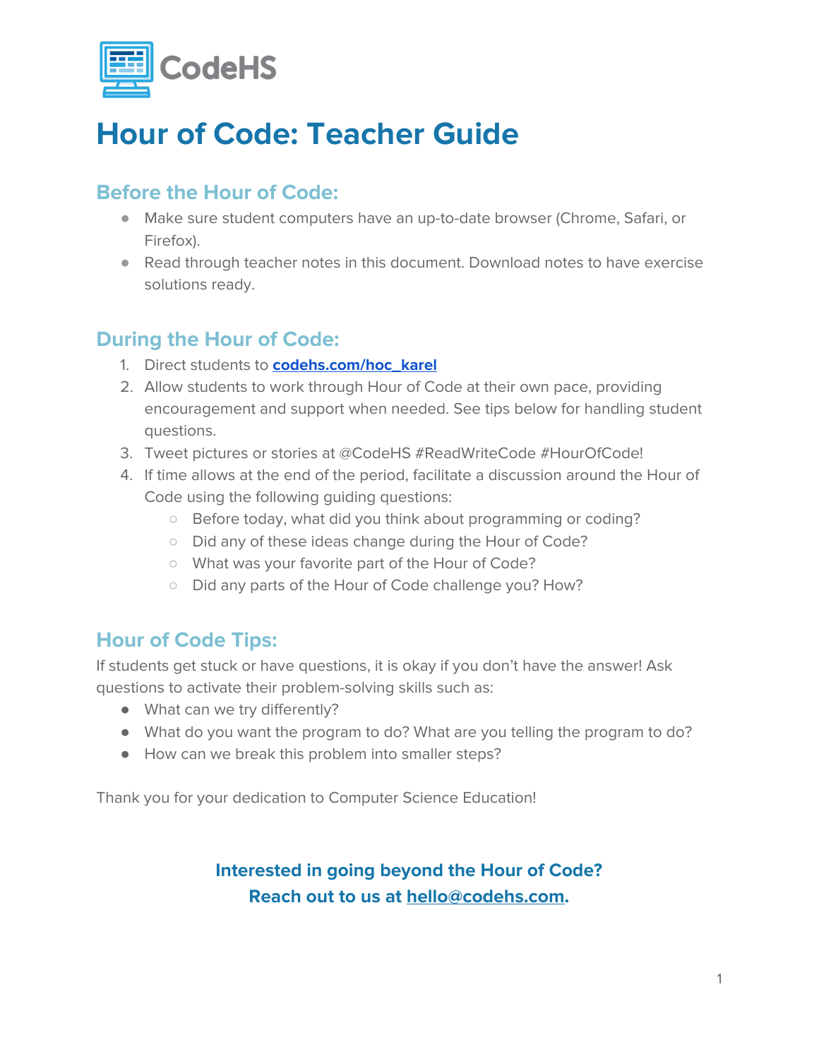CodeHS

# Hour of Code: Teacher Guide

## Before the Hour of Code:

- Make sure student computers have an up-to-date browser (Chrome, Safari, or Firefox).
- Read through teacher notes in this document. Download notes to have exercise solutions ready.

## During the Hour of Code:

1. Direct students to **codehs.com/hoc_karel**
2. Allow students to work through Hour of Code at their own pace, providing encouragement and support when needed. See tips below for handling student questions.
3. Tweet pictures or stories at @CodeHS #ReadWriteCode #HourOfCode!
4. If time allows at the end of the period, facilitate a discussion around the Hour of Code using the following guiding questions:
   - Before today, what did you think about programming or coding?
   - Did any of these ideas change during the Hour of Code?
   - What was your favorite part of the Hour of Code?
   - Did any parts of the Hour of Code challenge you? How?

## Hour of Code Tips:

If students get stuck or have questions, it is okay if you don't have the answer! Ask questions to activate their problem-solving skills such as:

- What can we try differently?
- What do you want the program to do? What are you telling the program to do?
- How can we break this problem into smaller steps?

Thank you for your dedication to Computer Science Education!

**Interested in going beyond the Hour of Code?**
**Reach out to us at hello@codehs.com.**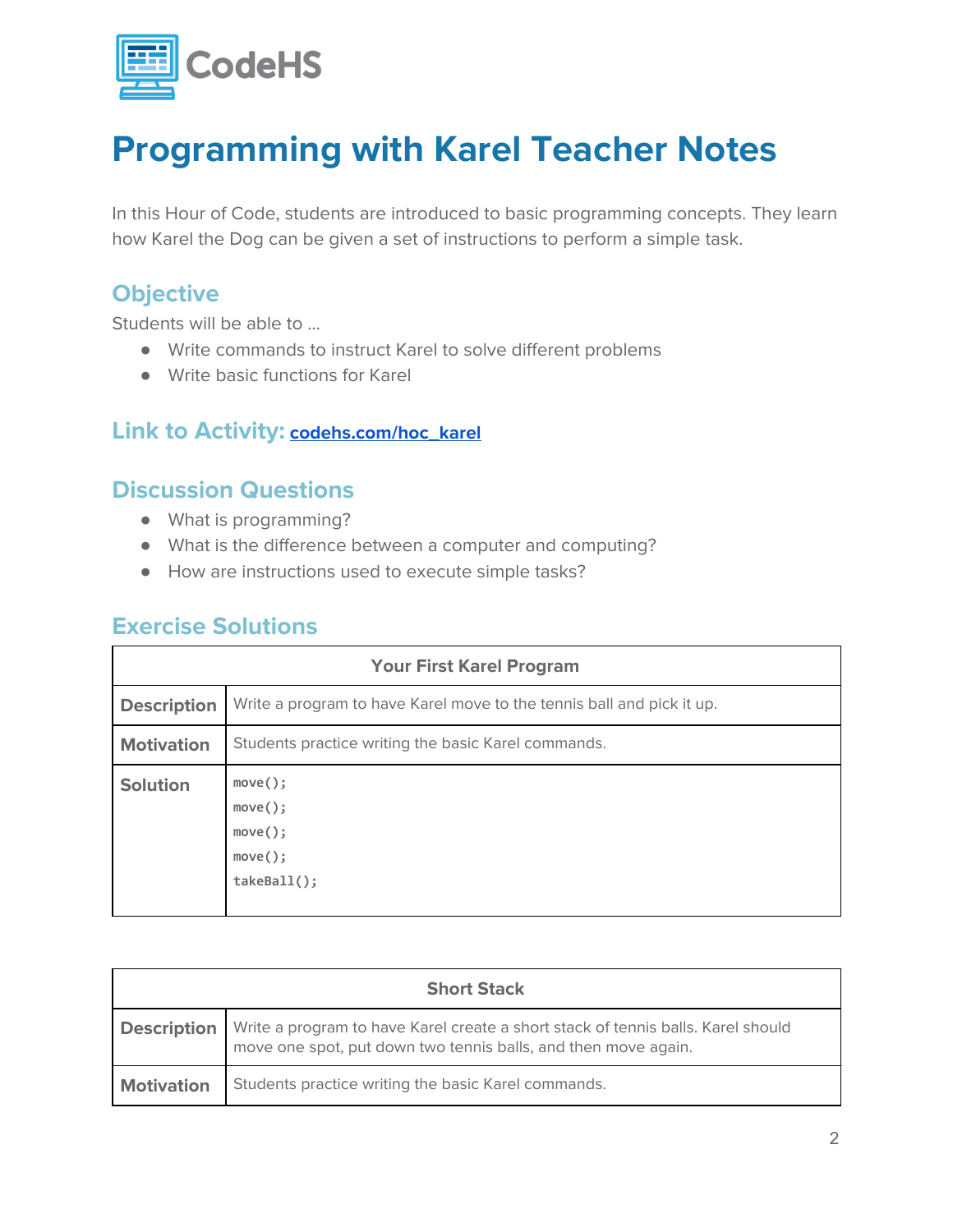CodeHS

# Programming with Karel Teacher Notes

In this Hour of Code, students are introduced to basic programming concepts. They learn how Karel the Dog can be given a set of instructions to perform a simple task.

## Objective

Students will be able to ...

- Write commands to instruct Karel to solve different problems
- Write basic functions for Karel

## Link to Activity: [codehs.com/hoc_karel](codehs.com/hoc_karel)

## Discussion Questions

- What is programming?
- What is the difference between a computer and computing?
- How are instructions used to execute simple tasks?

## Exercise Solutions

| Your First Karel Program | |
|---|---|
| **Description** | Write a program to have Karel move to the tennis ball and pick it up. |
| **Motivation** | Students practice writing the basic Karel commands. |
| **Solution** | `move();`<br>`move();`<br>`move();`<br>`move();`<br>`takeBall();` |

| Short Stack | |
|---|---|
| **Description** | Write a program to have Karel create a short stack of tennis balls. Karel should move one spot, put down two tennis balls, and then move again. |
| **Motivation** | Students practice writing the basic Karel commands. |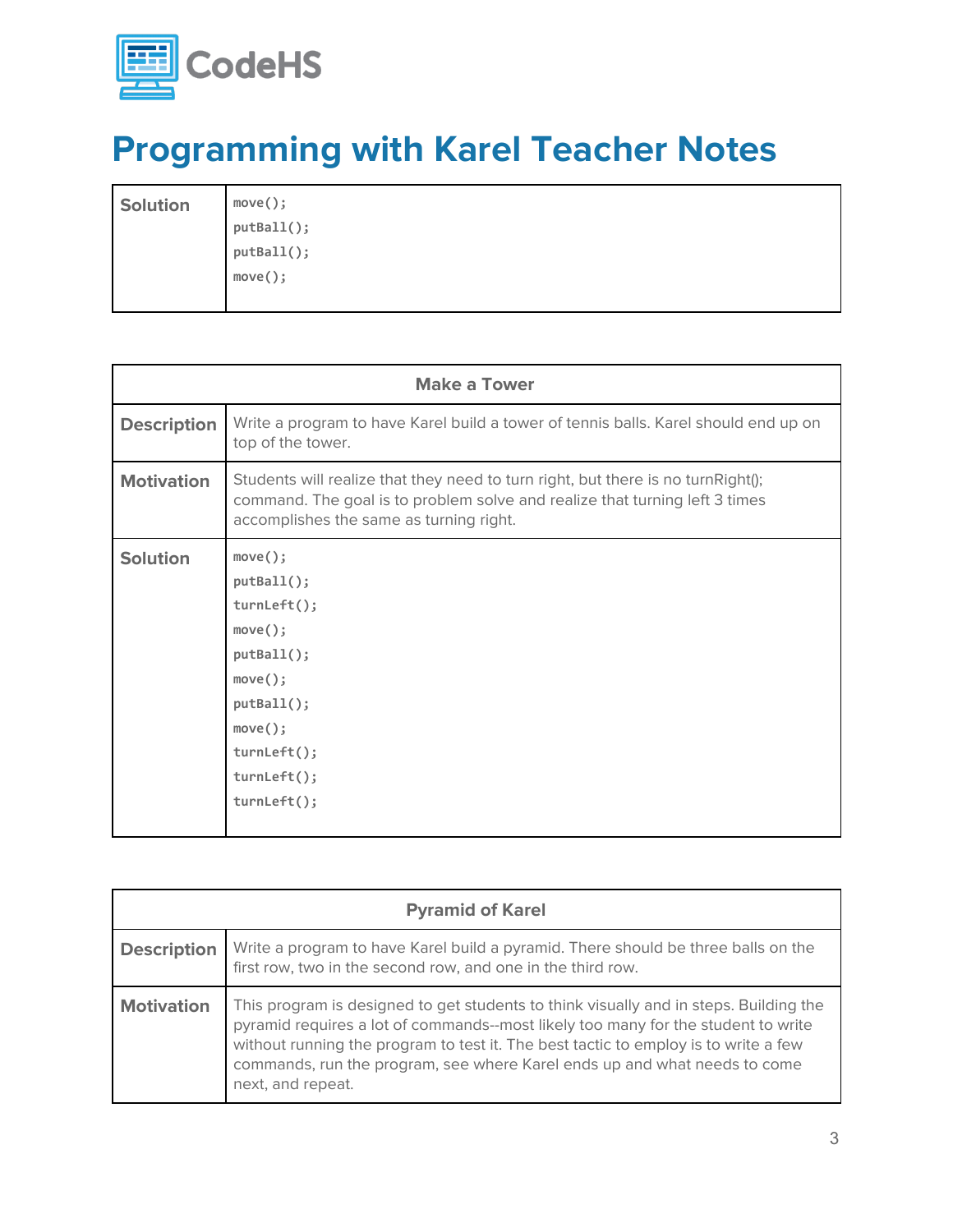| Solution | `move();`<br>`putBall();`<br>`putBall();`<br>`move();` |
|---|---|

| Make a Tower | |
|---|---|
| **Description** | Write a program to have Karel build a tower of tennis balls. Karel should end up on top of the tower. |
| **Motivation** | Students will realize that they need to turn right, but there is no turnRight(); command. The goal is to problem solve and realize that turning left 3 times accomplishes the same as turning right. |
| **Solution** | `move();`<br>`putBall();`<br>`turnLeft();`<br>`move();`<br>`putBall();`<br>`move();`<br>`putBall();`<br>`move();`<br>`turnLeft();`<br>`turnLeft();`<br>`turnLeft();` |

| Pyramid of Karel | |
|---|---|
| **Description** | Write a program to have Karel build a pyramid. There should be three balls on the first row, two in the second row, and one in the third row. |
| **Motivation** | This program is designed to get students to think visually and in steps. Building the pyramid requires a lot of commands--most likely too many for the student to write without running the program to test it. The best tactic to employ is to write a few commands, run the program, see where Karel ends up and what needs to come next, and repeat. |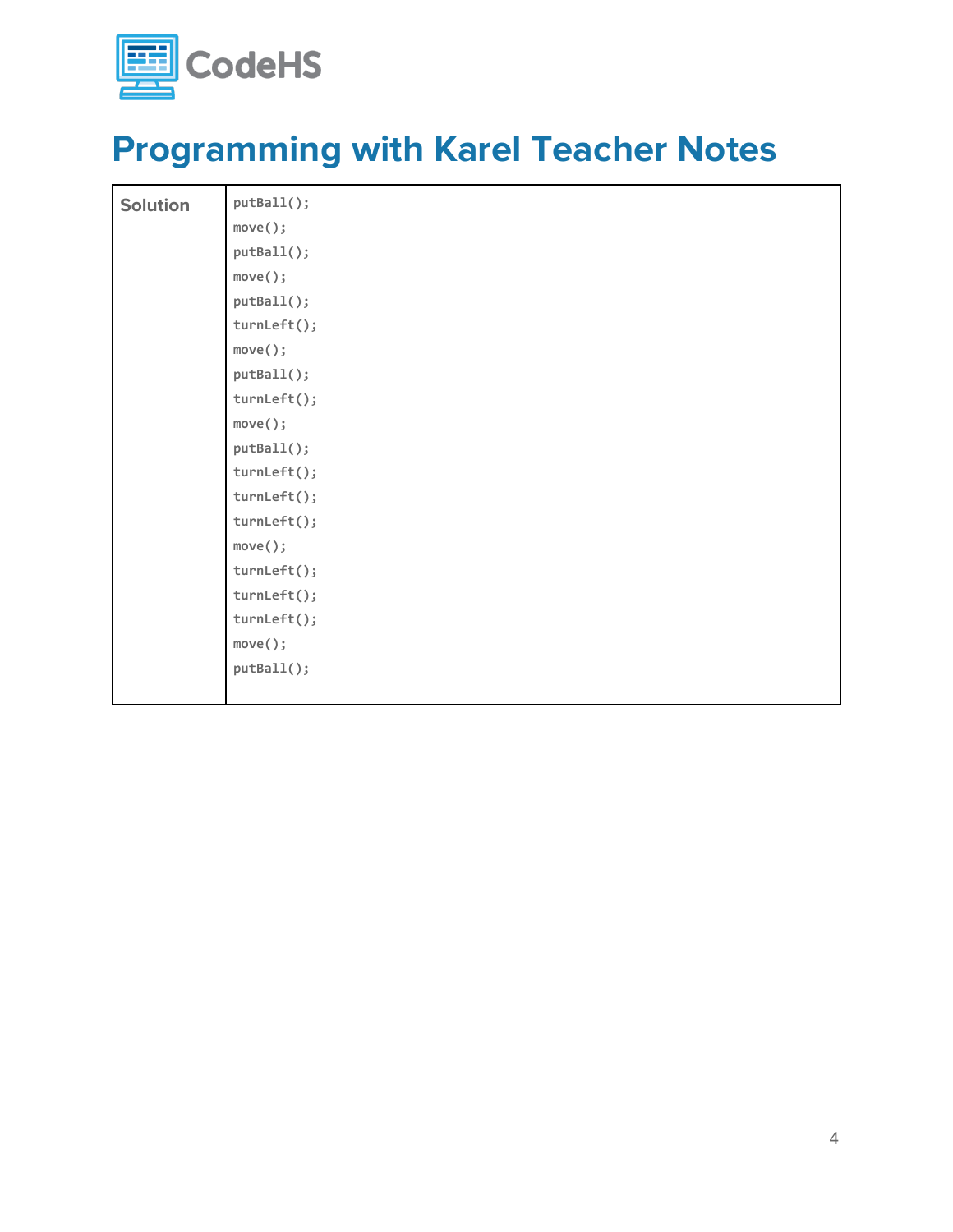# Programming with Karel Teacher Notes

| | |
|---|---|
| **Solution** | `putBall();`<br>`move();`<br>`putBall();`<br>`move();`<br>`putBall();`<br>`turnLeft();`<br>`move();`<br>`putBall();`<br>`turnLeft();`<br>`move();`<br>`putBall();`<br>`turnLeft();`<br>`turnLeft();`<br>`turnLeft();`<br>`move();`<br>`turnLeft();`<br>`turnLeft();`<br>`turnLeft();`<br>`move();`<br>`putBall();` |